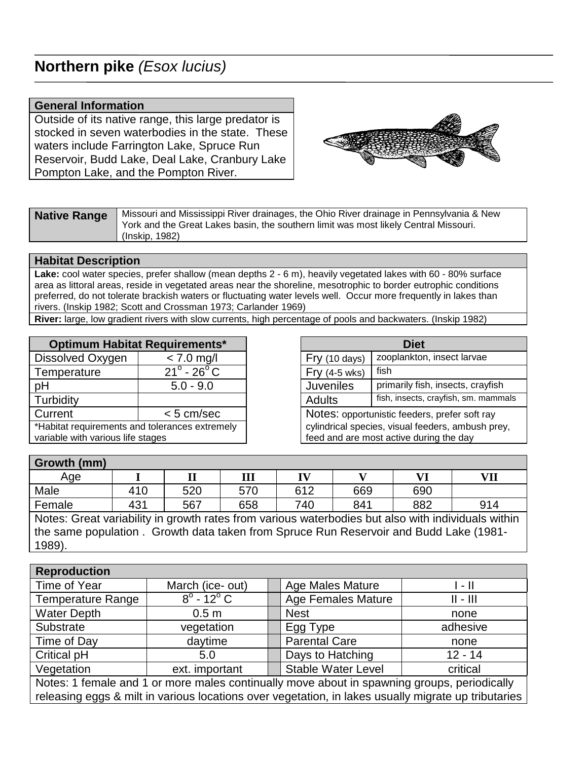# Northern pike *(Esox lucius)*

| General Information |
|---|
| Outside of its native range, this large predator is stocked in seven waterbodies in the state. These waters include Farrington Lake, Spruce Run Reservoir, Budd Lake, Deal Lake, Cranbury Lake Pompton Lake, and the Pompton River. |

| **Native Range** | Missouri and Mississippi River drainages, the Ohio River drainage in Pennsylvania & New York and the Great Lakes basin, the southern limit was most likely Central Missouri. (Inskip, 1982) |
|---|---|

| Habitat Description |
|---|
| **Lake:** cool water species, prefer shallow (mean depths 2 - 6 m), heavily vegetated lakes with 60 - 80% surface area as littoral areas, reside in vegetated areas near the shoreline, mesotrophic to border eutrophic conditions preferred, do not tolerate brackish waters or fluctuating water levels well. Occur more frequently in lakes than rivers. (Inskip 1982; Scott and Crossman 1973; Carlander 1969) |
| **River:** large, low gradient rivers with slow currents, high percentage of pools and backwaters. (Inskip 1982) |

| Optimum Habitat Requirements* | |
|---|---|
| Dissolved Oxygen | < 7.0 mg/l |
| Temperature | $21^{o}$ - $26^{o}$ C |
| pH | 5.0 - 9.0 |
| Turbidity | |
| Current | < 5 cm/sec |
| *Habitat requirements and tolerances extremely variable with various life stages | |

| Diet | |
|---|---|
| Fry (10 days) | zooplankton, insect larvae |
| Fry (4-5 wks) | fish |
| Juveniles | primarily fish, insects, crayfish |
| Adults | fish, insects, crayfish, sm. mammals |
| Notes: opportunistic feeders, prefer soft ray cylindrical species, visual feeders, ambush prey, feed and are most active during the day | |

| Growth (mm) | | | | | | | |
|---|---|---|---|---|---|---|---|
| Age | I | II | III | IV | V | VI | VII |
| Male | 410 | 520 | 570 | 612 | 669 | 690 | |
| Female | 431 | 567 | 658 | 740 | 841 | 882 | 914 |

Notes: Great variability in growth rates from various waterbodies but also with individuals within the same population . Growth data taken from Spruce Run Reservoir and Budd Lake (1981-1989).

| Reproduction | | | |
|---|---|---|---|
| Time of Year | March (ice- out) | Age Males Mature | I - II |
| Temperature Range | $8^{o}$ - $12^{o}$ C | Age Females Mature | II - III |
| Water Depth | 0.5 m | Nest | none |
| Substrate | vegetation | Egg Type | adhesive |
| Time of Day | daytime | Parental Care | none |
| Critical pH | 5.0 | Days to Hatching | 12 - 14 |
| Vegetation | ext. important | Stable Water Level | critical |

Notes: 1 female and 1 or more males continually move about in spawning groups, periodically releasing eggs & milt in various locations over vegetation, in lakes usually migrate up tributaries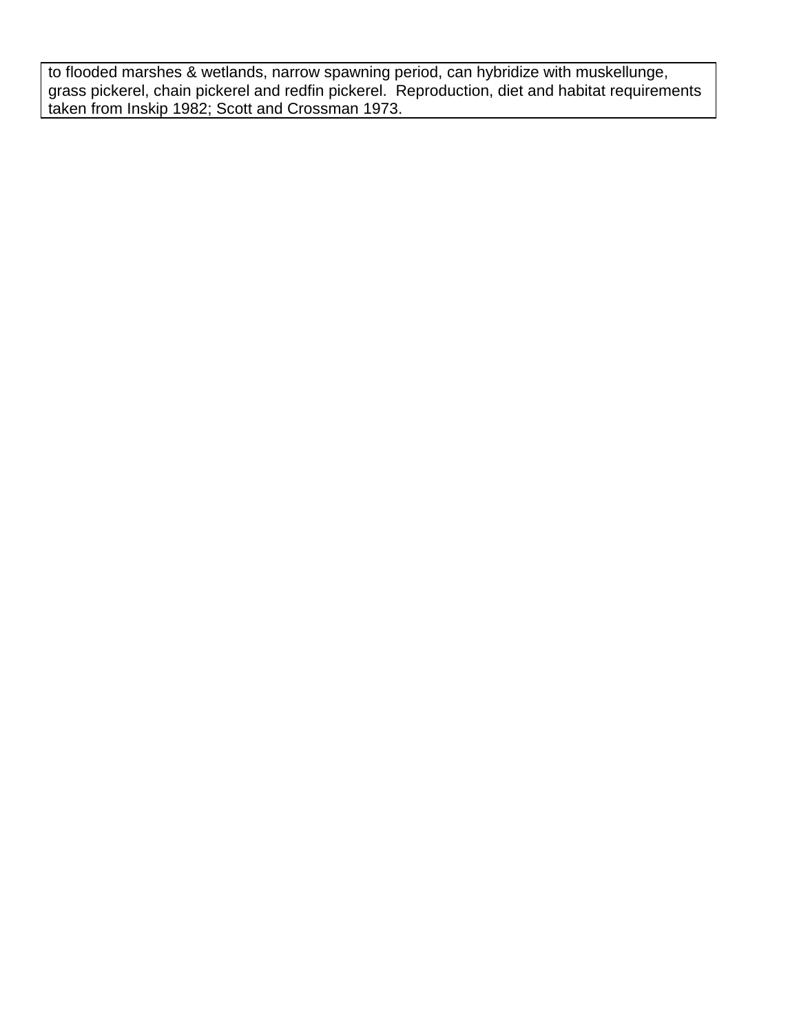| |
|---|
| to flooded marshes & wetlands, narrow spawning period, can hybridize with muskellunge, grass pickerel, chain pickerel and redfin pickerel. Reproduction, diet and habitat requirements taken from Inskip 1982; Scott and Crossman 1973. |